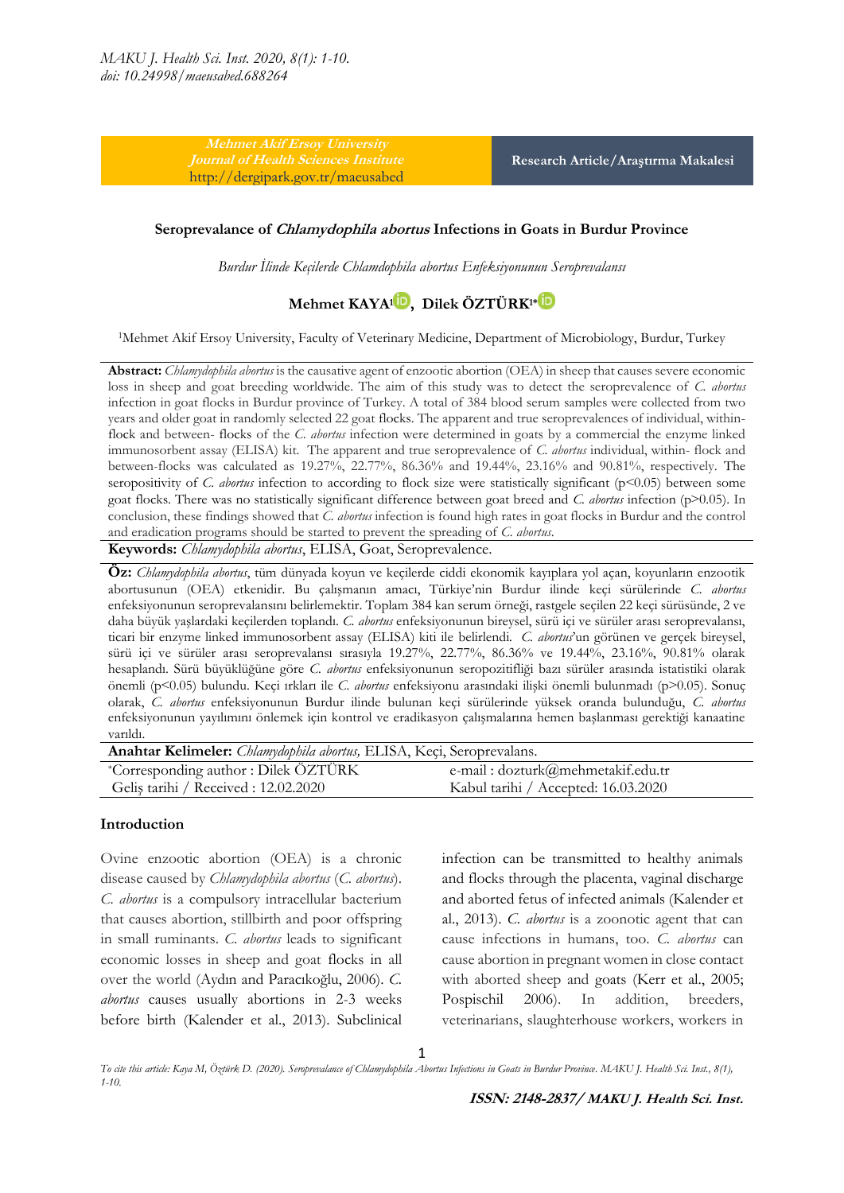Mehmet Akif Ersoy University
Journal of Health Sciences Institute
http://dergipark.gov.tr/maeusabed

Research Article/Araştırma Makalesi

# Seroprevalance of *Chlamydophila abortus* Infections in Goats in Burdur Province

*Burdur İlinde Keçilerde Chlamdophila abortus Enfeksiyonunun Seroprevalansı*

**Mehmet KAYA[1], Dilek ÖZTÜRK[1*]**

[1]Mehmet Akif Ersoy University, Faculty of Veterinary Medicine, Department of Microbiology, Burdur, Turkey

**Abstract:** *Chlamydophila abortus* is the causative agent of enzootic abortion (OEA) in sheep that causes severe economic loss in sheep and goat breeding worldwide. The aim of this study was to detect the seroprevelance of *C. abortus* infection in goat flocks in Burdur province of Turkey. A total of 384 blood serum samples were collected from two years and older goat in randomly selected 22 goat flocks. The apparent and true seroprevalences of individual, within-flock and between- flocks of the *C. abortus* infection were determined in goats by a commercial the enzyme linked immunosorbent assay (ELISA) kit. The apparent and true seroprevalence of *C. abortus* individual, within- flock and between-flocks was calculated as 19.27%, 22.77%, 86.36% and 19.44%, 23.16%, 90.81%, respectively. The seropositivity of *C. abortus* infection to according to flock size were statistically significant ($p<0.05$) between some goat flocks. There was no statistically significant difference between goat breed and *C. abortus* infection ($p>0.05$). In conclusion, these findings showed that *C. abortus* infection is found high rates in goat flocks in Burdur and the control and eradication programs should be started to prevent the spreading of *C. abortus*.

**Keywords:** *Chlamydophila abortus*, ELISA, Goat, Seroprevelence.

**Öz:** *Chlamydophila abortus*, tüm dünyada koyun ve keçilerde ciddi ekonomik kayıplara yol açan, koyunların enzootik abortusunun (OEA) etkenidir. Bu çalışmanın amacı, Türkiye'nin Burdur ilinde keçi sürülerinde *C. abortus* enfeksiyonunun seroprevalansını belirlemektir. Toplam 384 kan serum örneği, rastgele seçilen 22 keçi sürüsünde, 2 ve daha büyük yaşlardaki keçilerden toplandı. *C. abortus* enfeksiyonunun bireysel, sürü içi ve sürüler arası seroprevalansı, ticari bir enzyme linked immunosorbent assay (ELISA) kiti ile belirlendi. *C. abortus*'un görünen ve gerçek bireysel, sürü içi ve sürüler arası seroprevalansı sırasıyla 19.27%, 22.77%, 86.36% ve 19.44%, 23.16%, 90.81% olarak hesaplandı. Sürü büyüklüğüne göre *C. abortus* enfeksiyonunun seropozitifliği bazı sürüler arasında istatistiki olarak önemli ($p<0.05$) bulundu. Keçi ırkları ile *C. abortus* enfeksiyonu arasındaki ilişki önemli bulunmadı ($p>0.05$). Sonuç olarak, *C. abortus* enfeksiyonunun Burdur ilinde bulunan keçi sürülerinde yüksek oranda bulunduğu, *C. abortus* enfeksiyonunun yayılımını önlemek için kontrol ve eradikasyon çalışmalarına hemen başlanması gerektiği kanaatine varıldı.

**Anahtar Kelimeler:** *Chlamydophila abortus,* ELISA, Keçi, Seroprevalans.

*Corresponding author : Dilek ÖZTÜRK — e-mail : dozturk@mehmetakif.edu.tr
Geliş tarihi / Received : 12.02.2020 — Kabul tarihi / Accepted: 16.03.2020

## Introduction

Ovine enzootic abortion (OEA) is a chronic disease caused by *Chlamydophila abortus* (*C. abortus*). *C. abortus* is a compulsory intracellular bacterium that causes abortion, stillbirth and poor offspring in small ruminants. *C. abortus* leads to significant economic losses in sheep and goat flocks in all over the world (Aydın and Paracıkoğlu, 2006). *C. abortus* causes usually abortions in 2-3 weeks before birth (Kalender et al., 2013). Subclinical infection can be transmitted to healthy animals and flocks through the placenta, vaginal discharge and aborted fetus of infected animals (Kalender et al., 2013). *C. abortus* is a zoonotic agent that can cause infections in humans, too. *C. abortus* can cause abortion in pregnant women in close contact with aborted sheep and goats (Kerr et al., 2005; Pospischil 2006). In addition, breeders, veterinarians, slaughterhouse workers, workers in

*To cite this article: Kaya M, Öztürk D. (2020). Seroprevalance of Chlamydophila Abortus Infections in Goats in Burdur Province. MAKU J. Health Sci. Inst., 8(1), 1-10.*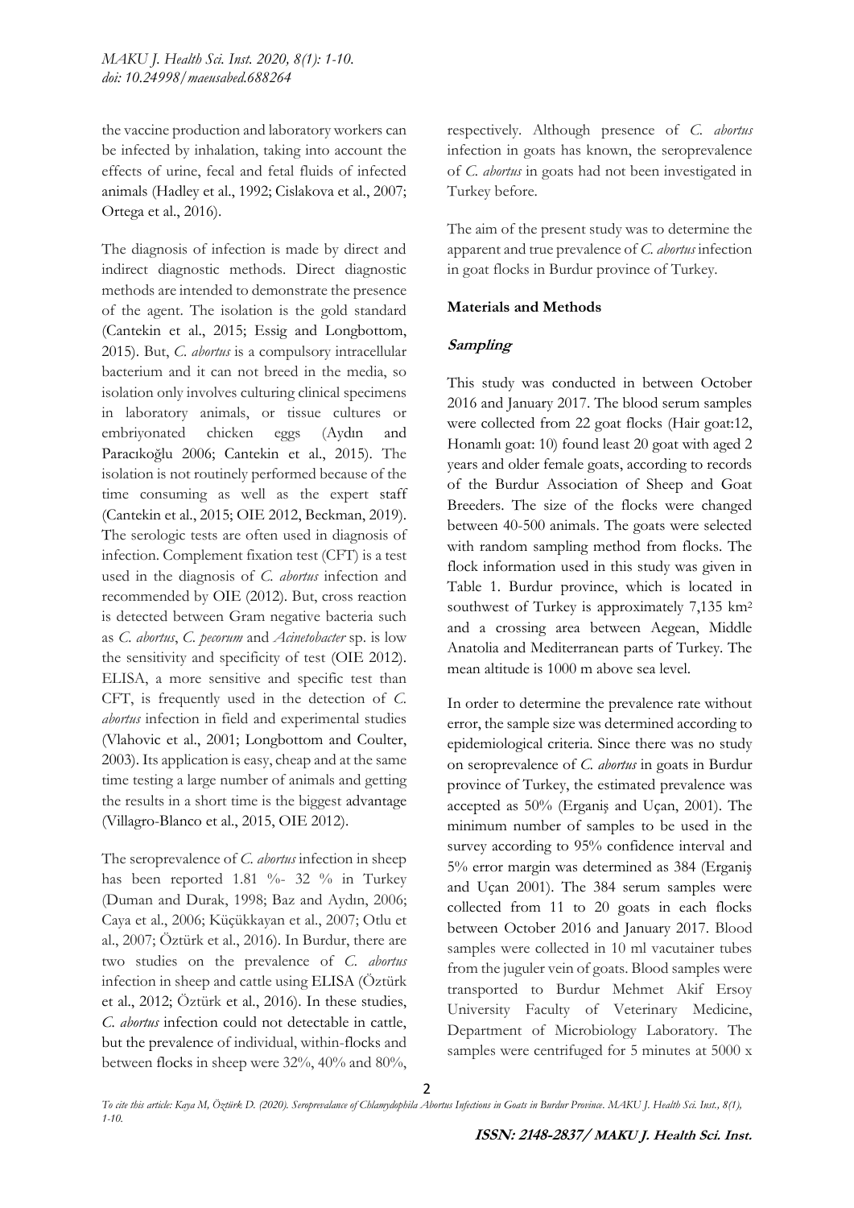the vaccine production and laboratory workers can be infected by inhalation, taking into account the effects of urine, fecal and fetal fluids of infected animals (Hadley et al., 1992; Cislakova et al., 2007; Ortega et al., 2016).

The diagnosis of infection is made by direct and indirect diagnostic methods. Direct diagnostic methods are intended to demonstrate the presence of the agent. The isolation is the gold standard (Cantekin et al., 2015; Essig and Longbottom, 2015). But, *C. abortus* is a compulsory intracellular bacterium and it can not breed in the media, so isolation only involves culturing clinical specimens in laboratory animals, or tissue cultures or embriyonated chicken eggs (Aydın and Paracıkoğlu 2006; Cantekin et al., 2015). The isolation is not routinely performed because of the time consuming as well as the expert staff (Cantekin et al., 2015; OIE 2012, Beckman, 2019). The serologic tests are often used in diagnosis of infection. Complement fixation test (CFT) is a test used in the diagnosis of *C. abortus* infection and recommended by OIE (2012). But, cross reaction is detected between Gram negative bacteria such as *C. abortus*, *C. pecorum* and *Acinetobacter* sp. is low the sensitivity and specificity of test (OIE 2012). ELISA, a more sensitive and specific test than CFT, is frequently used in the detection of *C. abortus* infection in field and experimental studies (Vlahovic et al., 2001; Longbottom and Coulter, 2003). Its application is easy, cheap and at the same time testing a large number of animals and getting the results in a short time is the biggest advantage (Villagro-Blanco et al., 2015, OIE 2012).

The seroprevalence of *C. abortus* infection in sheep has been reported 1.81 %- 32 % in Turkey (Duman and Durak, 1998; Baz and Aydın, 2006; Caya et al., 2006; Küçükkayan et al., 2007; Otlu et al., 2007; Öztürk et al., 2016). In Burdur, there are two studies on the prevalence of *C. abortus* infection in sheep and cattle using ELISA (Öztürk et al., 2012; Öztürk et al., 2016). In these studies, *C. abortus* infection could not detectable in cattle, but the prevalence of individual, within-flocks and between flocks in sheep were 32%, 40% and 80%, respectively. Although presence of *C. abortus* infection in goats has known, the seroprevalence of *C. abortus* in goats had not been investigated in Turkey before.

The aim of the present study was to determine the apparent and true prevalence of *C. abortus* infection in goat flocks in Burdur province of Turkey.

## Materials and Methods

### *Sampling*

This study was conducted in between October 2016 and January 2017. The blood serum samples were collected from 22 goat flocks (Hair goat:12, Honamlı goat: 10) found least 20 goat with aged 2 years and older female goats, according to records of the Burdur Association of Sheep and Goat Breeders. The size of the flocks were changed between 40-500 animals. The goats were selected with random sampling method from flocks. The flock information used in this study was given in Table 1. Burdur province, which is located in southwest of Turkey is approximately 7,135 km$^2$ and a crossing area between Aegean, Middle Anatolia and Mediterranean parts of Turkey. The mean altitude is 1000 m above sea level.

In order to determine the prevalence rate without error, the sample size was determined according to epidemiological criteria. Since there was no study on seroprevalence of *C. abortus* in goats in Burdur province of Turkey, the estimated prevalence was accepted as 50% (Erganiş and Uçan, 2001). The minimum number of samples to be used in the survey according to 95% confidence interval and 5% error margin was determined as 384 (Erganiş and Uçan 2001). The 384 serum samples were collected from 11 to 20 goats in each flocks between October 2016 and January 2017. Blood samples were collected in 10 ml vacutainer tubes from the juguler vein of goats. Blood samples were transported to Burdur Mehmet Akif Ersoy University Faculty of Veterinary Medicine, Department of Microbiology Laboratory. The samples were centrifuged for 5 minutes at 5000 x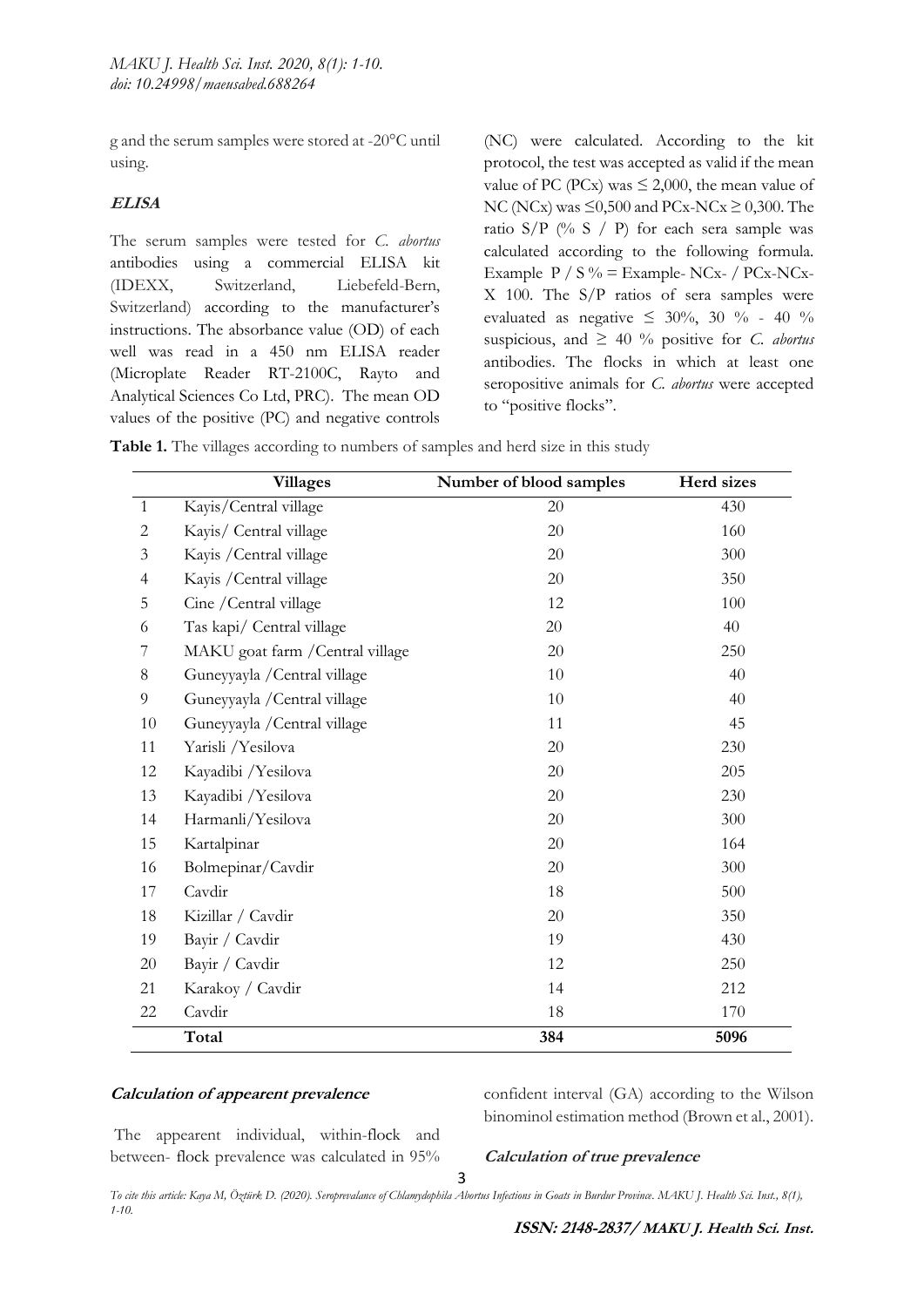g and the serum samples were stored at -20°C until using.

### ***ELISA***

The serum samples were tested for *C. abortus* antibodies using a commercial ELISA kit (IDEXX, Switzerland, Liebefeld-Bern, Switzerland) according to the manufacturer's instructions. The absorbance value (OD) of each well was read in a 450 nm ELISA reader (Microplate Reader RT-2100C, Rayto and Analytical Sciences Co Ltd, PRC). The mean OD values of the positive (PC) and negative controls (NC) were calculated. According to the kit protocol, the test was accepted as valid if the mean value of PC (PCx) was ≤ 2,000, the mean value of NC (NCx) was ≤0,500 and PCx-NCx ≥ 0,300. The ratio S/P (% S / P) for each sera sample was calculated according to the following formula. Example P / S % = Example- NCx- / PCx-NCx- X 100. The S/P ratios of sera samples were evaluated as negative ≤ 30%, 30 % - 40 % suspicious, and ≥ 40 % positive for *C. abortus* antibodies. The flocks in which at least one seropositive animals for *C. abortus* were accepted to "positive flocks".

**Table 1.** The villages according to numbers of samples and herd size in this study

| | Villages | Number of blood samples | Herd sizes |
|---|---|---|---|
| 1 | Kayis/Central village | 20 | 430 |
| 2 | Kayis/ Central village | 20 | 160 |
| 3 | Kayis /Central village | 20 | 300 |
| 4 | Kayis /Central village | 20 | 350 |
| 5 | Cine /Central village | 12 | 100 |
| 6 | Tas kapi/ Central village | 20 | 40 |
| 7 | MAKU goat farm /Central village | 20 | 250 |
| 8 | Guneyyayla /Central village | 10 | 40 |
| 9 | Guneyyayla /Central village | 10 | 40 |
| 10 | Guneyyayla /Central village | 11 | 45 |
| 11 | Yarisli /Yesilova | 20 | 230 |
| 12 | Kayadibi /Yesilova | 20 | 205 |
| 13 | Kayadibi /Yesilova | 20 | 230 |
| 14 | Harmanli/Yesilova | 20 | 300 |
| 15 | Kartalpinar | 20 | 164 |
| 16 | Bolmepinar/Cavdir | 20 | 300 |
| 17 | Cavdir | 18 | 500 |
| 18 | Kizillar / Cavdir | 20 | 350 |
| 19 | Bayir / Cavdir | 19 | 430 |
| 20 | Bayir / Cavdir | 12 | 250 |
| 21 | Karakoy / Cavdir | 14 | 212 |
| 22 | Cavdir | 18 | 170 |
| | **Total** | **384** | **5096** |

### ***Calculation of appearent prevalence***

The appearent individual, within-flock and between- flock prevalence was calculated in 95% confident interval (GA) according to the Wilson binominol estimation method (Brown et al., 2001).

### ***Calculation of true prevalence***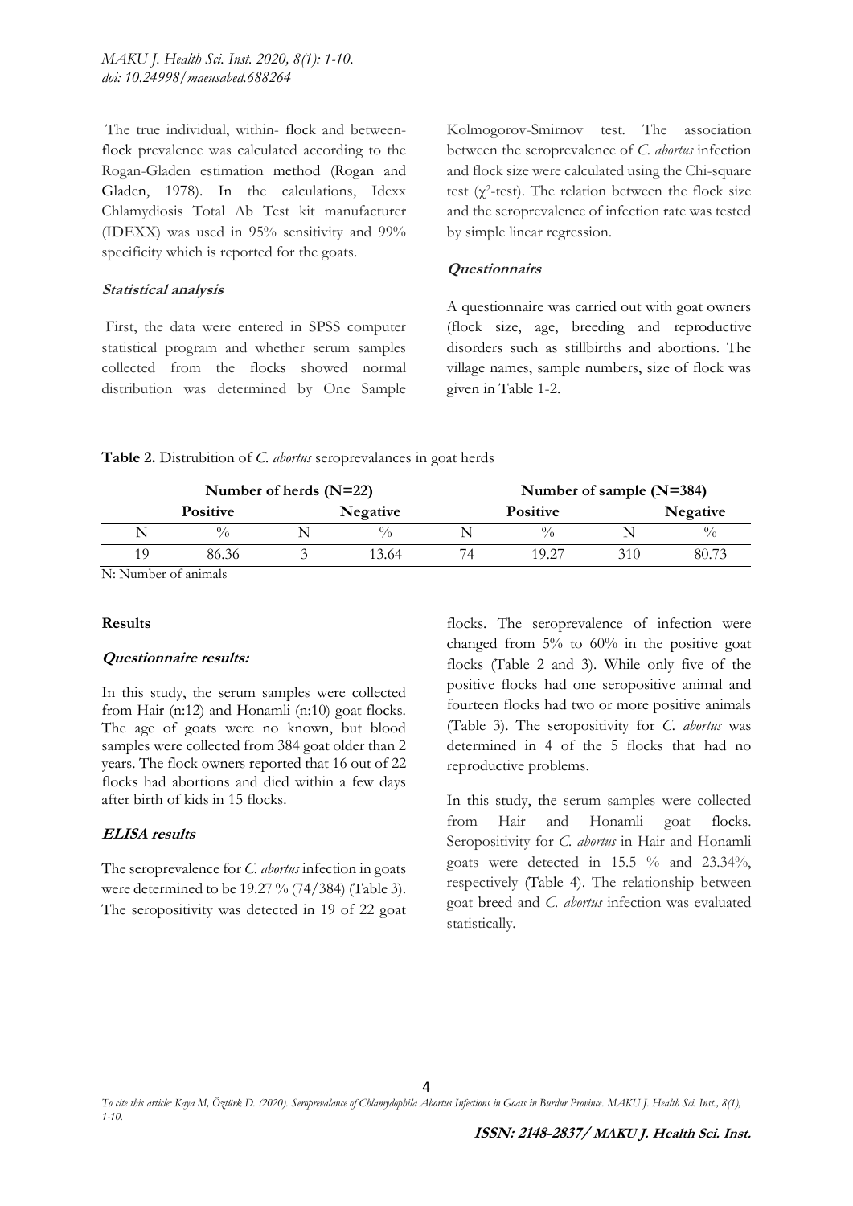The true individual, within- flock and between-flock prevalence was calculated according to the Rogan-Gladen estimation method (Rogan and Gladen, 1978). In the calculations, Idexx Chlamydiosis Total Ab Test kit manufacturer (IDEXX) was used in 95% sensitivity and 99% specificity which is reported for the goats.

#### *Statistical analysis*

First, the data were entered in SPSS computer statistical program and whether serum samples collected from the flocks showed normal distribution was determined by One Sample Kolmogorov-Smirnov test. The association between the seroprevalence of *C. abortus* infection and flock size were calculated using the Chi-square test ($\chi^2$-test). The relation between the flock size and the seroprevalence of infection rate was tested by simple linear regression.

#### *Questionnairs*

A questionnaire was carried out with goat owners (flock size, age, breeding and reproductive disorders such as stillbirths and abortions. The village names, sample numbers, size of flock was given in Table 1-2.

**Table 2.** Distrubition of *C. abortus* seroprevalances in goat herds

| Number of herds (N=22) | | | | Number of sample (N=384) | | | |
|---|---|---|---|---|---|---|---|
| Positive | | Negative | | Positive | | Negative | |
| N | % | N | % | N | % | N | % |
| 19 | 86.36 | 3 | 13.64 | 74 | 19.27 | 310 | 80.73 |

N: Number of animals

### Results

#### *Questionnaire results:*

In this study, the serum samples were collected from Hair (n:12) and Honamli (n:10) goat flocks. The age of goats were no known, but blood samples were collected from 384 goat older than 2 years. The flock owners reported that 16 out of 22 flocks had abortions and died within a few days after birth of kids in 15 flocks.

#### *ELISA results*

The seroprevalence for *C. abortus* infection in goats were determined to be 19.27 % (74/384) (Table 3). The seropositivity was detected in 19 of 22 goat flocks. The seroprevalence of infection were changed from 5% to 60% in the positive goat flocks (Table 2 and 3). While only five of the positive flocks had one seropositive animal and fourteen flocks had two or more positive animals (Table 3). The seropositivity for *C. abortus* was determined in 4 of the 5 flocks that had no reproductive problems.

In this study, the serum samples were collected from Hair and Honamli goat flocks. Seropositivity for *C. abortus* in Hair and Honamli goats were detected in 15.5 % and 23.34%, respectively (Table 4). The relationship between goat breed and *C. abortus* infection was evaluated statistically.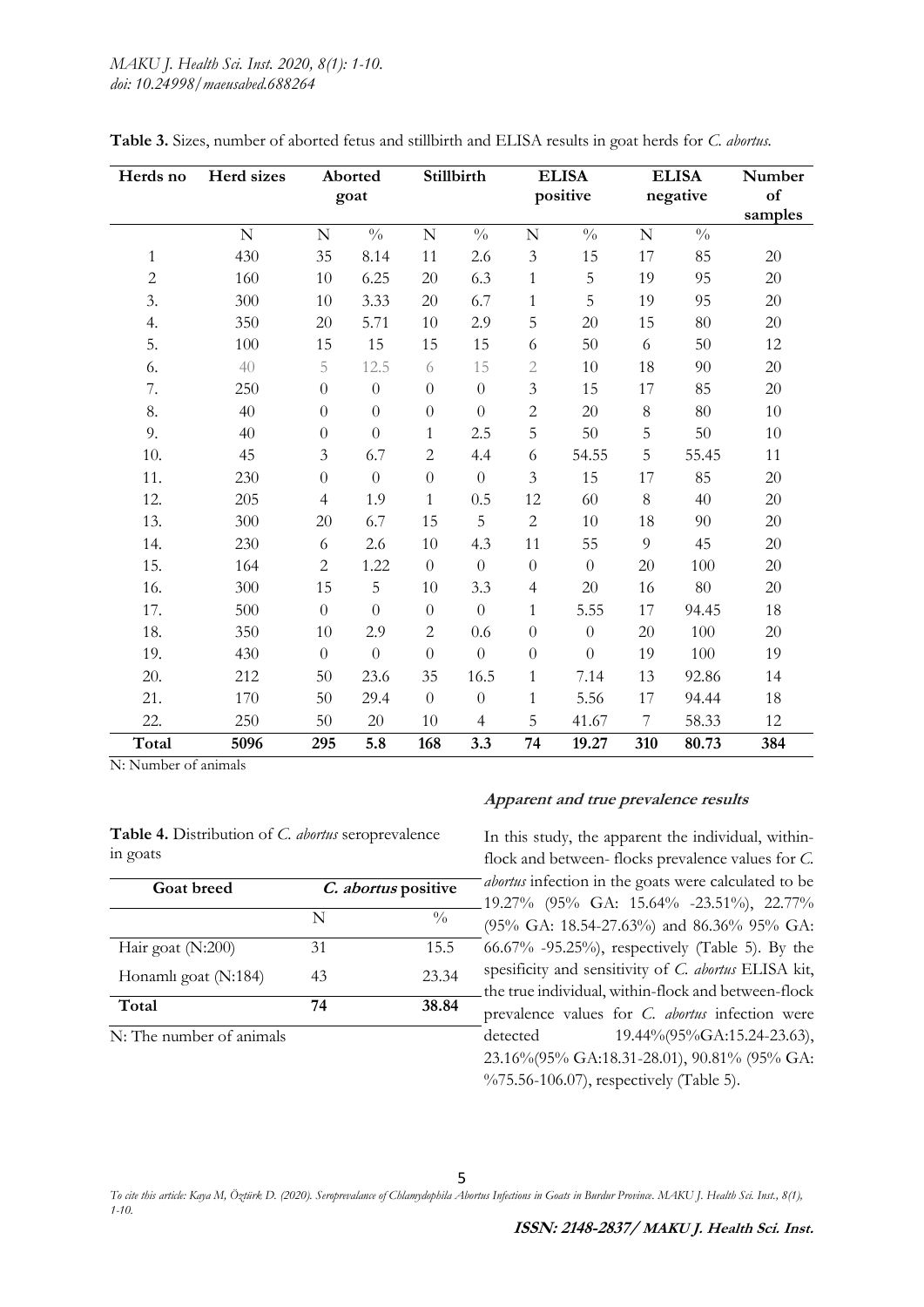**Table 3.** Sizes, number of aborted fetus and stillbirth and ELISA results in goat herds for *C. abortus.*

| Herds no | Herd sizes | Aborted goat | | Stillbirth | | ELISA positive | | ELISA negative | | Number of samples |
|---|---|---|---|---|---|---|---|---|---|---|
| | N | N | % | N | % | N | % | N | % | |
| 1 | 430 | 35 | 8.14 | 11 | 2.6 | 3 | 15 | 17 | 85 | 20 |
| 2 | 160 | 10 | 6.25 | 20 | 6.3 | 1 | 5 | 19 | 95 | 20 |
| 3. | 300 | 10 | 3.33 | 20 | 6.7 | 1 | 5 | 19 | 95 | 20 |
| 4. | 350 | 20 | 5.71 | 10 | 2.9 | 5 | 20 | 15 | 80 | 20 |
| 5. | 100 | 15 | 15 | 15 | 15 | 6 | 50 | 6 | 50 | 12 |
| 6. | 40 | 5 | 12.5 | 6 | 15 | 2 | 10 | 18 | 90 | 20 |
| 7. | 250 | 0 | 0 | 0 | 0 | 3 | 15 | 17 | 85 | 20 |
| 8. | 40 | 0 | 0 | 0 | 0 | 2 | 20 | 8 | 80 | 10 |
| 9. | 40 | 0 | 0 | 1 | 2.5 | 5 | 50 | 5 | 50 | 10 |
| 10. | 45 | 3 | 6.7 | 2 | 4.4 | 6 | 54.55 | 5 | 55.45 | 11 |
| 11. | 230 | 0 | 0 | 0 | 0 | 3 | 15 | 17 | 85 | 20 |
| 12. | 205 | 4 | 1.9 | 1 | 0.5 | 12 | 60 | 8 | 40 | 20 |
| 13. | 300 | 20 | 6.7 | 15 | 5 | 2 | 10 | 18 | 90 | 20 |
| 14. | 230 | 6 | 2.6 | 10 | 4.3 | 11 | 55 | 9 | 45 | 20 |
| 15. | 164 | 2 | 1.22 | 0 | 0 | 0 | 0 | 20 | 100 | 20 |
| 16. | 300 | 15 | 5 | 10 | 3.3 | 4 | 20 | 16 | 80 | 20 |
| 17. | 500 | 0 | 0 | 0 | 0 | 1 | 5.55 | 17 | 94.45 | 18 |
| 18. | 350 | 10 | 2.9 | 2 | 0.6 | 0 | 0 | 20 | 100 | 20 |
| 19. | 430 | 0 | 0 | 0 | 0 | 0 | 0 | 19 | 100 | 19 |
| 20. | 212 | 50 | 23.6 | 35 | 16.5 | 1 | 7.14 | 13 | 92.86 | 14 |
| 21. | 170 | 50 | 29.4 | 0 | 0 | 1 | 5.56 | 17 | 94.44 | 18 |
| 22. | 250 | 50 | 20 | 10 | 4 | 5 | 41.67 | 7 | 58.33 | 12 |
| **Total** | **5096** | **295** | **5.8** | **168** | **3.3** | **74** | **19.27** | **310** | **80.73** | **384** |

N: Number of animals

**Table 4.** Distribution of *C. abortus* seroprevalence in goats

| Goat breed | *C. abortus* positive | |
|---|---|---|
| | N | % |
| Hair goat (N:200) | 31 | 15.5 |
| Honamlı goat (N:184) | 43 | 23.34 |
| **Total** | **74** | **38.84** |

N: The number of animals

### *Apparent and true prevalence results*

In this study, the apparent the individual, within-flock and between- flocks prevalence values for *C. abortus* infection in the goats were calculated to be 19.27% (95% GA: 15.64% -23.51%), 22.77% (95% GA: 18.54-27.63%) and 86.36% 95% GA: 66.67% -95.25%), respectively (Table 5). By the spesificity and sensitivity of *C. abortus* ELISA kit, the true individual, within-flock and between-flock prevalence values for *C. abortus* infection were detected 19.44%(95%GA:15.24-23.63), 23.16%(95% GA:18.31-28.01), 90.81% (95% GA: %75.56-106.07), respectively (Table 5).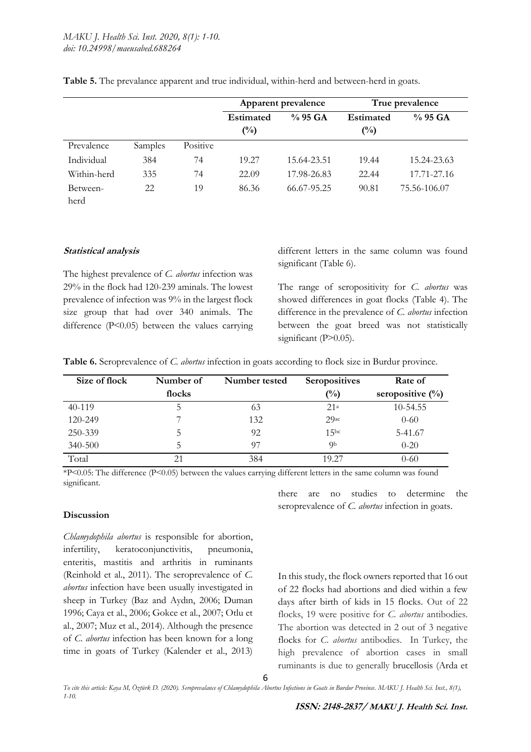**Table 5.** The prevalance apparent and true individual, within-herd and between-herd in goats.

| | | | Apparent prevalence | | True prevalence | |
|---|---|---|---|---|---|---|
| | | | Estimated (%) | % 95 GA | Estimated (%) | % 95 GA |
| Prevalence | Samples | Positive | | | | |
| Individual | 384 | 74 | 19.27 | 15.64-23.51 | 19.44 | 15.24-23.63 |
| Within-herd | 335 | 74 | 22.09 | 17.98-26.83 | 22.44 | 17.71-27.16 |
| Between-herd | 22 | 19 | 86.36 | 66.67-95.25 | 90.81 | 75.56-106.07 |

***Statistical analysis***

The highest prevalence of *C. abortus* infection was 29% in the flock had 120-239 aminals. The lowest prevalence of infection was 9% in the largest flock size group that had over 340 animals. The difference (P<0.05) between the values carrying different letters in the same column was found significant (Table 6).

The range of seropositivity for *C. abortus* was showed differences in goat flocks (Table 4). The difference in the prevalence of *C. abortus* infection between the goat breed was not statistically significant (P>0.05).

**Table 6.** Seroprevalence of *C. abortus* infection in goats according to flock size in Burdur province.

| Size of flock | Number of flocks | Number tested | Seropositives (%) | Rate of seropositive (%) |
|---|---|---|---|---|
| 40-119 | 5 | 63 | 21[a] | 10-54.55 |
| 120-249 | 7 | 132 | 29[ac] | 0-60 |
| 250-339 | 5 | 92 | 15[bc] | 5-41.67 |
| 340-500 | 5 | 97 | 9[b] | 0-20 |
| Total | 21 | 384 | 19.27 | 0-60 |

*P<0.05: The difference (P<0.05) between the values carrying different letters in the same column was found significant.

**Discussion**

*Chlamydophila abortus* is responsible for abortion, infertility, keratoconjunctivitis, pneumonia, enteritis, mastitis and arthritis in ruminants (Reinhold et al., 2011). The seroprevalence of *C. abortus* infection have been usually investigated in sheep in Turkey (Baz and Aydın, 2006; Duman 1996; Caya et al., 2006; Gokce et al., 2007; Otlu et al., 2007; Muz et al., 2014). Although the presence of *C. abortus* infection has been known for a long time in goats of Turkey (Kalender et al., 2013) there are no studies to determine the seroprevalence of *C. abortus* infection in goats.

In this study, the flock owners reported that 16 out of 22 flocks had abortions and died within a few days after birth of kids in 15 flocks. Out of 22 flocks, 19 were positive for *C. abortus* antibodies. The abortion was detected in 2 out of 3 negative flocks for *C. abortus* antibodies. In Turkey, the high prevalence of abortion cases in small ruminants is due to generally brucellosis (Arda et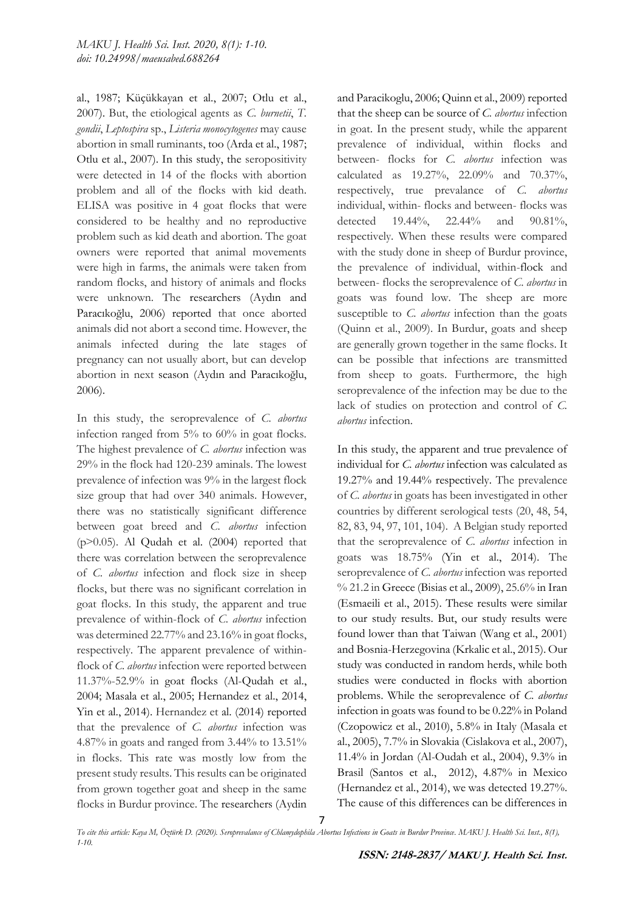al., 1987; Küçükkayan et al., 2007; Otlu et al., 2007). But, the etiological agents as *C. burnetii*, *T. gondii*, *Leptospira* sp., *Listeria monocytogenes* may cause abortion in small ruminants, too (Arda et al., 1987; Otlu et al., 2007). In this study, the seropositivity were detected in 14 of the flocks with abortion problem and all of the flocks with kid death. ELISA was positive in 4 goat flocks that were considered to be healthy and no reproductive problem such as kid death and abortion. The goat owners were reported that animal movements were high in farms, the animals were taken from random flocks, and history of animals and flocks were unknown. The researchers (Aydın and Paracıkoğlu, 2006) reported that once aborted animals did not abort a second time. However, the animals infected during the late stages of pregnancy can not usually abort, but can develop abortion in next season (Aydın and Paracıkoğlu, 2006).

In this study, the seroprevalence of *C. abortus* infection ranged from 5% to 60% in goat flocks. The highest prevalence of *C. abortus* infection was 29% in the flock had 120-239 aminals. The lowest prevalence of infection was 9% in the largest flock size group that had over 340 animals. However, there was no statistically significant difference between goat breed and *C. abortus* infection (p>0.05). Al Qudah et al. (2004) reported that there was correlation between the seroprevalence of *C. abortus* infection and flock size in sheep flocks, but there was no significant correlation in goat flocks. In this study, the apparent and true prevalence of within-flock of *C. abortus* infection was determined 22.77% and 23.16% in goat flocks, respectively. The apparent prevalence of within-flock of *C. abortus* infection were reported between 11.37%-52.9% in goat flocks (Al-Qudah et al., 2004; Masala et al., 2005; Hernandez et al., 2014, Yin et al., 2014). Hernandez et al. (2014) reported that the prevalence of *C. abortus* infection was 4.87% in goats and ranged from 3.44% to 13.51% in flocks. This rate was mostly low from the present study results. This results can be originated from grown together goat and sheep in the same flocks in Burdur province. The researchers (Aydin and Paracikoglu, 2006; Quinn et al., 2009) reported that the sheep can be source of *C. abortus* infection in goat. In the present study, while the apparent prevalence of individual, within flocks and between- flocks for *C. abortus* infection was calculated as 19.27%, 22.09% and 70.37%, respectively, true prevalance of *C. abortus* individual, within- flocks and between- flocks was detected 19.44%, 22.44% and 90.81%, respectively. When these results were compared with the study done in sheep of Burdur province, the prevalence of individual, within-flock and between- flocks the seroprevalence of *C. abortus* in goats was found low. The sheep are more susceptible to *C. abortus* infection than the goats (Quinn et al., 2009). In Burdur, goats and sheep are generally grown together in the same flocks. It can be possible that infections are transmitted from sheep to goats. Furthermore, the high seroprevalence of the infection may be due to the lack of studies on protection and control of *C. abortus* infection.

In this study, the apparent and true prevalence of individual for *C. abortus* infection was calculated as 19.27% and 19.44% respectively. The prevalence of *C. abortus* in goats has been investigated in other countries by different serological tests (20, 48, 54, 82, 83, 94, 97, 101, 104). A Belgian study reported that the seroprevalence of *C. abortus* infection in goats was 18.75% (Yin et al., 2014). The seroprevalence of *C. abortus* infection was reported % 21.2 in Greece (Bisias et al., 2009), 25.6% in Iran (Esmaeili et al., 2015). These results were similar to our study results. But, our study results were found lower than that Taiwan (Wang et al., 2001) and Bosnia-Herzegovina (Krkalic et al., 2015). Our study was conducted in random herds, while both studies were conducted in flocks with abortion problems. While the seroprevalence of *C. abortus* infection in goats was found to be 0.22% in Poland (Czopowicz et al., 2010), 5.8% in Italy (Masala et al., 2005), 7.7% in Slovakia (Cislakova et al., 2007), 11.4% in Jordan (Al-Oudah et al., 2004), 9.3% in Brasil (Santos et al., 2012), 4.87% in Mexico (Hernandez et al., 2014), we was detected 19.27%. The cause of this differences can be differences in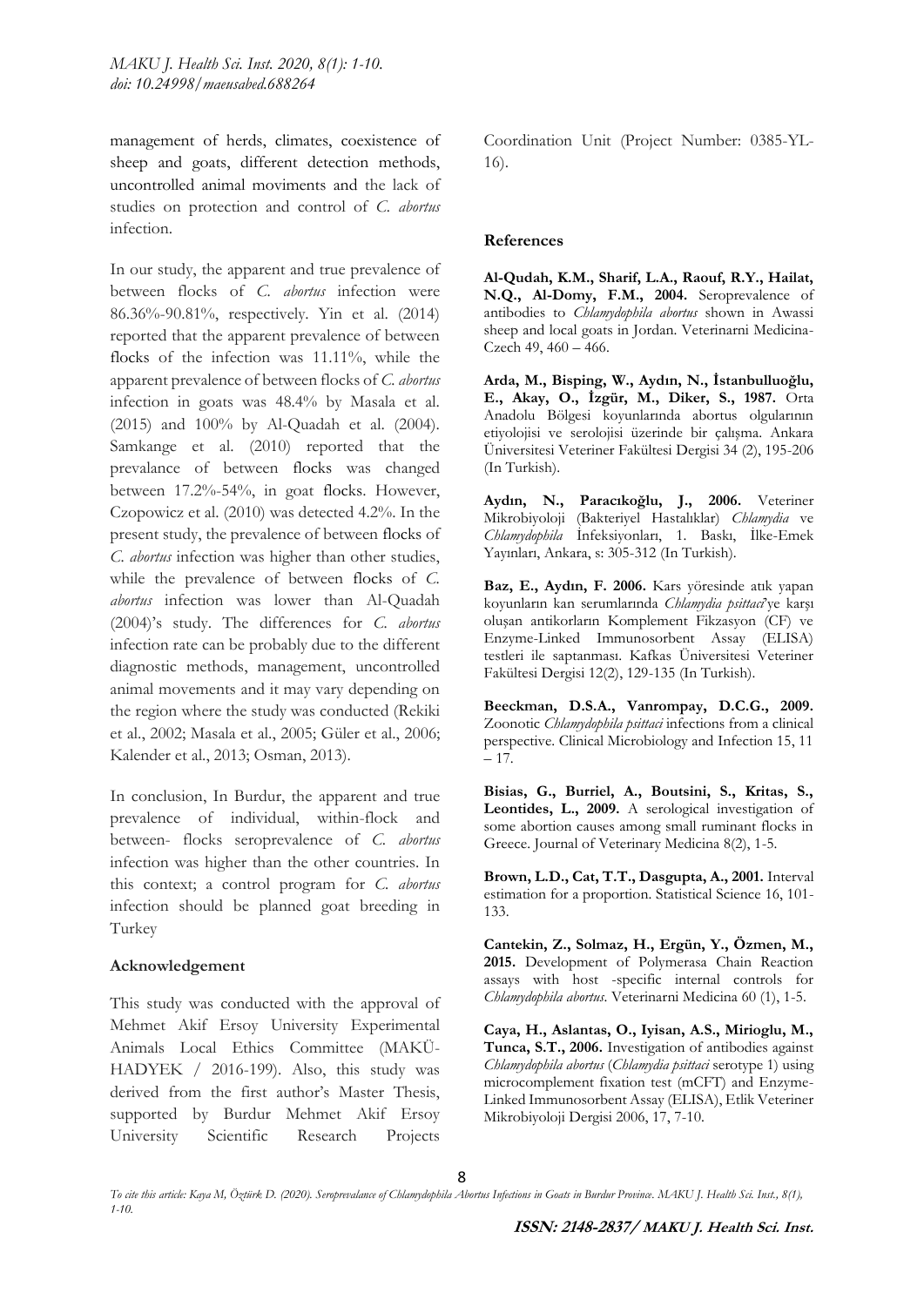management of herds, climates, coexistence of sheep and goats, different detection methods, uncontrolled animal moviments and the lack of studies on protection and control of *C. abortus* infection.

In our study, the apparent and true prevalence of between flocks of *C. abortus* infection were 86.36%-90.81%, respectively. Yin et al. (2014) reported that the apparent prevalence of between flocks of the infection was 11.11%, while the apparent prevalence of between flocks of *C. abortus* infection in goats was 48.4% by Masala et al. (2015) and 100% by Al-Quadah et al. (2004). Samkange et al. (2010) reported that the prevalance of between flocks was changed between 17.2%-54%, in goat flocks. However, Czopowicz et al. (2010) was detected 4.2%. In the present study, the prevalence of between flocks of *C. abortus* infection was higher than other studies, while the prevalence of between flocks of *C. abortus* infection was lower than Al-Quadah (2004)'s study. The differences for *C. abortus* infection rate can be probably due to the different diagnostic methods, management, uncontrolled animal movements and it may vary depending on the region where the study was conducted (Rekiki et al., 2002; Masala et al., 2005; Güler et al., 2006; Kalender et al., 2013; Osman, 2013).

In conclusion, In Burdur, the apparent and true prevalence of individual, within-flock and between- flocks seroprevalence of *C. abortus* infection was higher than the other countries. In this context; a control program for *C. abortus* infection should be planned goat breeding in Turkey

## Acknowledgement

This study was conducted with the approval of Mehmet Akif Ersoy University Experimental Animals Local Ethics Committee (MAKÜ-HADYEK / 2016-199). Also, this study was derived from the first author's Master Thesis, supported by Burdur Mehmet Akif Ersoy University Scientific Research Projects Coordination Unit (Project Number: 0385-YL-16).

## References

**Al-Qudah, K.M., Sharif, L.A., Raouf, R.Y., Hailat, N.Q., Al-Domy, F.M., 2004.** Seroprevalence of antibodies to *Chlamydophila abortus* shown in Awassi sheep and local goats in Jordan. Veterinarni Medicina-Czech 49, 460 – 466.

**Arda, M., Bisping, W., Aydın, N., İstanbulluoğlu, E., Akay, O., İzgür, M., Diker, S., 1987.** Orta Anadolu Bölgesi koyunlarında abortus olgularının etiyolojisi ve serolojisi üzerinde bir çalışma. Ankara Üniversitesi Veteriner Fakültesi Dergisi 34 (2), 195-206 (In Turkish).

**Aydın, N., Paracıkoğlu, J., 2006.** Veteriner Mikrobiyoloji (Bakteriyel Hastalıklar) *Chlamydia* ve *Chlamydophila* İnfeksiyonları, 1. Baskı, İlke-Emek Yayınları, Ankara, s: 305-312 (In Turkish).

**Baz, E., Aydın, F. 2006.** Kars yöresinde atık yapan koyunların kan serumlarında *Chlamydia psittaci*'ye karşı oluşan antikorların Komplement Fikzasyon (CF) ve Enzyme-Linked Immunosorbent Assay (ELISA) testleri ile saptanması. Kafkas Üniversitesi Veteriner Fakültesi Dergisi 12(2), 129-135 (In Turkish).

**Beeckman, D.S.A., Vanrompay, D.C.G., 2009.** Zoonotic *Chlamydophila psittaci* infections from a clinical perspective. Clinical Microbiology and Infection 15, 11 – 17.

**Bisias, G., Burriel, A., Boutsini, S., Kritas, S., Leontides, L., 2009.** A serological investigation of some abortion causes among small ruminant flocks in Greece. Journal of Veterinary Medicina 8(2), 1-5.

**Brown, L.D., Cat, T.T., Dasgupta, A., 2001.** Interval estimation for a proportion. Statistical Science 16, 101-133.

**Cantekin, Z., Solmaz, H., Ergün, Y., Özmen, M., 2015.** Development of Polymerasa Chain Reaction assays with host -specific internal controls for *Chlamydophila abortus*. Veterinarni Medicina 60 (1), 1-5.

**Caya, H., Aslantas, O., Iyisan, A.S., Mirioglu, M., Tunca, S.T., 2006.** Investigation of antibodies against *Chlamydophila abortus* (*Chlamydia psittaci* serotype 1) using microcomplement fixation test (mCFT) and Enzyme-Linked Immunosorbent Assay (ELISA), Etlik Veteriner Mikrobiyoloji Dergisi 2006, 17, 7-10.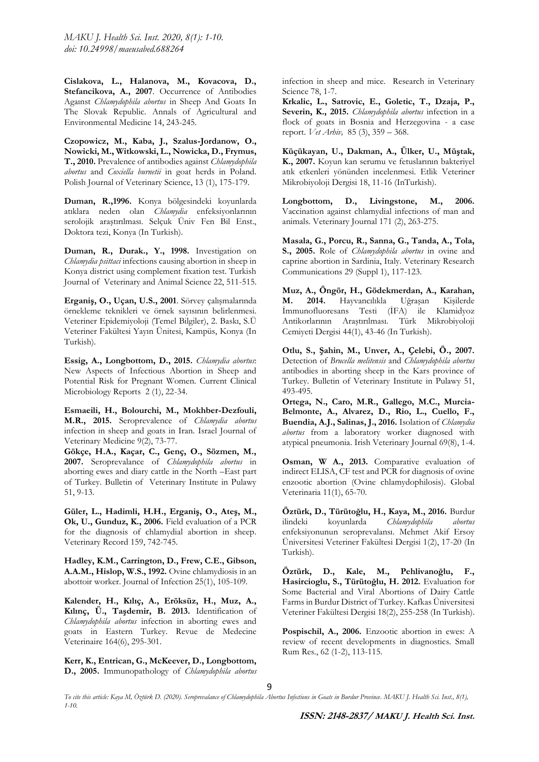**Cislakova, L., Halanova, M., Kovacova, D., Stefancikova, A., 2007**. Occurrence of Antibodies Against *Chlamydophila abortus* in Sheep And Goats In The Slovak Republic. Annals of Agricultural and Environmental Medicine 14, 243-245.

**Czopowicz, M., Kaba, J., Szalus-Jordanow, O., Nowicki, M., Witkowski, L., Nowicka, D., Frymus, T., 2010.** Prevalence of antibodies against *Chlamydophila abortus* and *Coxiella burnetii* in goat herds in Poland. Polish Journal of Veterinary Science, 13 (1), 175-179.

**Duman, R.,1996.** Konya bölgesindeki koyunlarda atıklara neden olan *Chlamydia* enfeksiyonlarının serolojik araştırılması. Selçuk Üniv Fen Bil Enst., Doktora tezi, Konya (In Turkish).

**Duman, R., Durak., Y., 1998.** Investigation on *Chlamydia psittaci* infections causing abortion in sheep in Konya district using complement fixation test. Turkish Journal of Veterinary and Animal Science 22, 511-515.

**Erganiş, O., Uçan, U.S., 2001**. Sörvey çalışmalarında örnekleme teknikleri ve örnek sayısının belirlenmesi. Veteriner Epidemiyoloji (Temel Bilgiler), 2. Baskı, S.Ü Veteriner Fakültesi Yayın Ünitesi, Kampüs, Konya (In Turkish).

**Essig, A., Longbottom, D., 2015.** *Chlamydia abortus*: New Aspects of Infectious Abortion in Sheep and Potential Risk for Pregnant Women. Current Clinical Microbiology Reports 2 (1), 22-34.

**Esmaeili, H., Bolourchi, M., Mokhber-Dezfouli, M.R., 2015.** Seroprevalence of *Chlamydia abortus* infection in sheep and goats in Iran. Israel Journal of Veterinary Medicine 9(2), 73-77.

**Gökçe, H.A., Kaçar, C., Genç, O., Sözmen, M., 2007.** Seroprevalance of *Chlamydophila abortus* in aborting ewes and diary cattle in the North –East part of Turkey. Bulletin of Veterinary Institute in Pulawy 51, 9-13.

**Güler, L., Hadimli, H.H., Erganiş, O., Ateş, M., Ok, U., Gunduz, K., 2006.** Field evaluation of a PCR for the diagnosis of chlamydial abortion in sheep. Veterinary Record 159, 742-745.

**Hadley, K.M., Carrington, D., Frew, C.E., Gibson, A.A.M., Hislop, W.S., 1992.** Ovine chlamydiosis in an abottoir worker. Journal of Infection 25(1), 105-109.

**Kalender, H., Kılıç, A., Eröksüz, H., Muz, A., Kılınç, Ü., Taşdemir, B. 2013.** Identification of *Chlamydophila abortus* infection in aborting ewes and goats in Eastern Turkey. Revue de Medecine Veterinaire 164(6), 295-301.

**Kerr, K., Entrican, G., McKeever, D., Longbottom, D., 2005.** Immunopathology of *Chlamydophila abortus* infection in sheep and mice. Research in Veterinary Science 78, 1-7.

**Krkalic, L., Satrovic, E., Goletic, T., Dzaja, P., Severin, K., 2015.** *Chlamydophila abortus* infection in a flock of goats in Bosnia and Herzegovina - a case report. *Vet Arhiv,* 85 (3), 359 – 368.

**Küçükayan, U., Dakman, A., Ülker, U., Müştak, K., 2007.** Koyun kan serumu ve fetuslarının bakteriyel atık etkenleri yönünden incelenmesi. Etlik Veteriner Mikrobiyoloji Dergisi 18, 11-16 (InTurkish).

**Longbottom, D., Livingstone, M., 2006.** Vaccination against chlamydial infections of man and animals. Veterinary Journal 171 (2), 263-275.

**Masala, G., Porcu, R., Sanna, G., Tanda, A., Tola, S., 2005.** Role of *Chlamydophila abortus* in ovine and caprine abortion in Sardinia, Italy. Veterinary Research Communications 29 (Suppl 1), 117-123.

**Muz, A., Öngör, H., Gödekmerdan, A., Karahan, M. 2014.** Hayvancılıkla Uğraşan Kişilerde İmmunofluoresans Testi (İFA) ile Klamidyoz Antikorlarının Araştırılması. Türk Mikrobiyoloji Cemiyeti Dergisi 44(1), 43-46 (In Turkish).

**Otlu, S., Şahin, M., Unver, A., Çelebi, Ö., 2007.** Detection of *Brucella melitensis* and *Chlamydophila abortus* antibodies in aborting sheep in the Kars province of Turkey. Bulletin of Veterinary Institute in Pulawy 51, 493-495.

**Ortega, N., Caro, M.R., Gallego, M.C., Murcia-Belmonte, A., Alvarez, D., Rio, L., Cuello, F., Buendia, A.J., Salinas, J., 2016.** Isolation of *Chlamydia abortus* from a laboratory worker diagnosed with atypical pneumonia. Irish Veterinary Journal 69(8), 1-4.

**Osman, W A., 2013.** Comparative evaluation of indirect ELISA, CF test and PCR for diagnosis of ovine enzootic abortion (Ovine chlamydophilosis). Global Veterinaria 11(1), 65-70.

**Öztürk, D., Türütoğlu, H., Kaya, M., 2016.** Burdur ilindeki koyunlarda *Chlamydophila abortus* enfeksiyonunun seroprevalansı. Mehmet Akif Ersoy Üniversitesi Veteriner Fakültesi Dergisi 1(2), 17-20 (In Turkish).

**Öztürk, D., Kale, M., Pehlivanoğlu, F., Hasircioglu, S., Türütoğlu, H. 2012.** Evaluation for Some Bacterial and Viral Abortions of Dairy Cattle Farms in Burdur District of Turkey. Kafkas Üniversitesi Veteriner Fakültesi Dergisi 18(2), 255-258 (In Turkish).

**Pospischil, A., 2006.** Enzootic abortion in ewes: A review of recent developments in diagnostics. Small Rum Res., 62 (1-2), 113-115.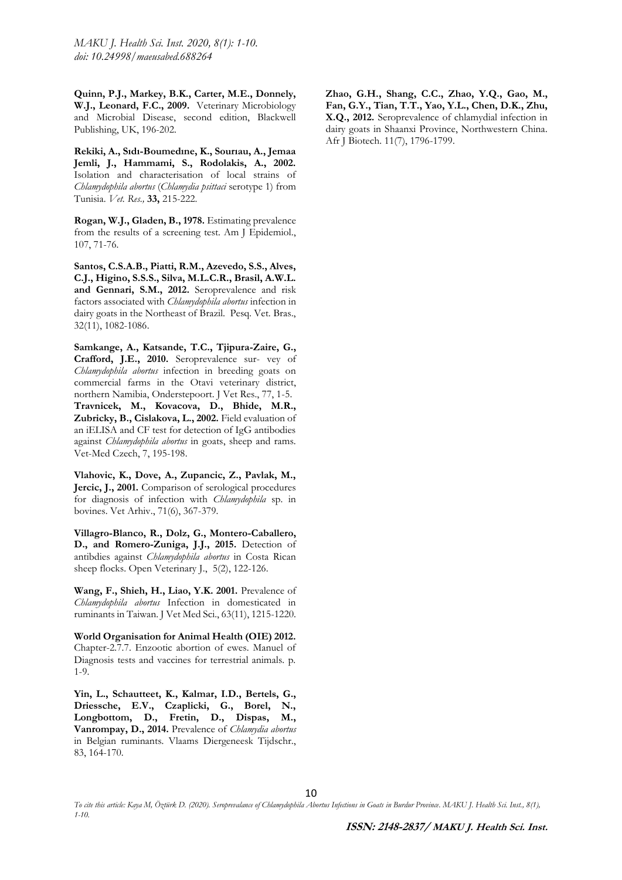**Quinn, P.J., Markey, B.K., Carter, M.E., Donnely, W.J., Leonard, F.C., 2009.** Veterinary Microbiology and Microbial Disease, second edition, Blackwell Publishing, UK, 196-202.

**Rekiki, A., Sıdı-Boumedıne, K., Sourıau, A., Jemaa Jemli, J., Hammami, S., Rodolakis, A., 2002.** Isolation and characterisation of local strains of *Chlamydophila abortus* (*Chlamydia psittaci* serotype 1) from Tunisia. *Vet. Res.,* **33,** 215-222.

**Rogan, W.J., Gladen, B., 1978.** Estimating prevalence from the results of a screening test. Am J Epidemiol., 107, 71-76.

**Santos, C.S.A.B., Piatti, R.M., Azevedo, S.S., Alves, C.J., Higino, S.S.S., Silva, M.L.C.R., Brasil, A.W.L. and Gennari, S.M., 2012.** Seroprevalence and risk factors associated with *Chlamydophila abortus* infection in dairy goats in the Northeast of Brazil. Pesq. Vet. Bras., 32(11), 1082-1086.

**Samkange, A., Katsande, T.C., Tjipura-Zaire, G., Crafford, J.E., 2010.** Seroprevalence sur- vey of *Chlamydophila abortus* infection in breeding goats on commercial farms in the Otavi veterinary district, northern Namibia, Onderstepoort. J Vet Res., 77, 1-5.

**Travnicek, M., Kovacova, D., Bhide, M.R., Zubricky, B., Cislakova, L., 2002.** Field evaluation of an iELISA and CF test for detection of IgG antibodies against *Chlamydophila abortus* in goats, sheep and rams. Vet-Med Czech, 7, 195-198.

**Vlahovic, K., Dove, A., Zupancic, Z., Pavlak, M., Jercic, J., 2001.** Comparison of serological procedures for diagnosis of infection with *Chlamydophila* sp. in bovines. Vet Arhiv., 71(6), 367-379.

**Villagro-Blanco, R., Dolz, G., Montero-Caballero, D., and Romero-Zuniga, J.J., 2015.** Detection of antibdies against *Chlamydophila abortus* in Costa Rican sheep flocks. Open Veterinary J., 5(2), 122-126.

**Wang, F., Shieh, H., Liao, Y.K. 2001.** Prevalence of *Chlamydophila abortus* Infection in domesticated in ruminants in Taiwan. J Vet Med Sci., 63(11), 1215-1220.

**World Organisation for Animal Health (OIE) 2012.** Chapter-2.7.7. Enzootic abortion of ewes. Manuel of Diagnosis tests and vaccines for terrestrial animals. p. 1-9.

**Yin, L., Schautteet, K., Kalmar, I.D., Bertels, G., Driessche, E.V., Czaplicki, G., Borel, N., Longbottom, D., Fretin, D., Dispas, M., Vanrompay, D., 2014.** Prevalence of *Chlamydia abortus* in Belgian ruminants. Vlaams Diergeneesk Tijdschr., 83, 164-170.

**Zhao, G.H., Shang, C.C., Zhao, Y.Q., Gao, M., Fan, G.Y., Tian, T.T., Yao, Y.L., Chen, D.K., Zhu, X.Q., 2012.** Seroprevalence of chlamydial infection in dairy goats in Shaanxi Province, Northwestern China. Afr J Biotech. 11(7), 1796-1799.